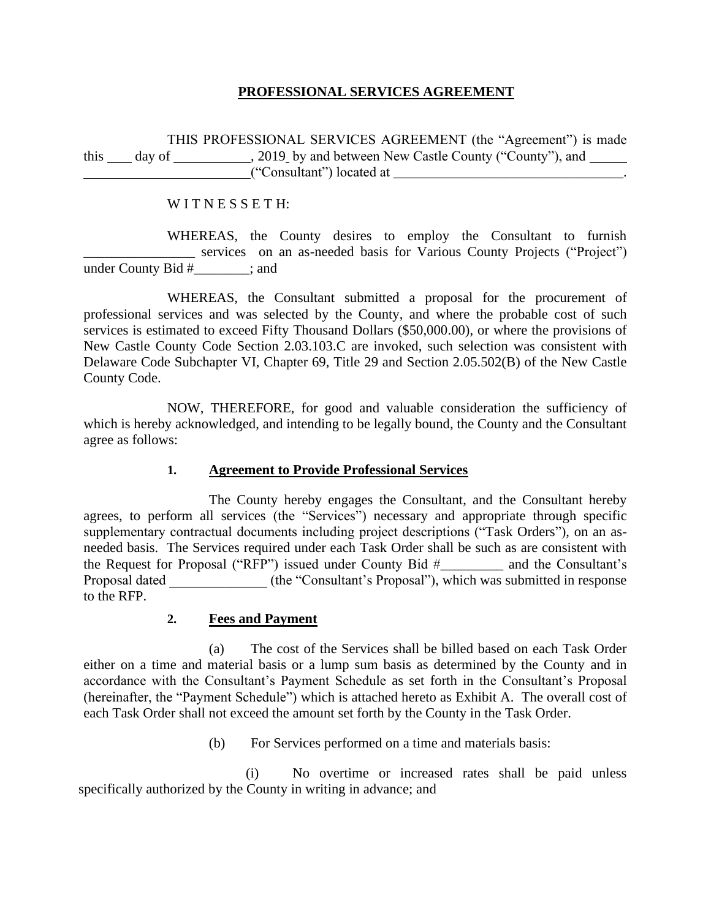# PROFESSIONAL SERVICES AGREEMENT

THIS PROFESSIONAL SERVICES AGREEMENT (the "Agreement") is made this ___ day of ___________, 2019 by and between New Castle County ("County"), and _____ ________________________("Consultant") located at _________________________________.

W I T N E S S E T H:

WHEREAS, the County desires to employ the Consultant to furnish ________________ services on an as-needed basis for Various County Projects ("Project") under County Bid #________; and

WHEREAS, the Consultant submitted a proposal for the procurement of professional services and was selected by the County, and where the probable cost of such services is estimated to exceed Fifty Thousand Dollars ($50,000.00), or where the provisions of New Castle County Code Section 2.03.103.C are invoked, such selection was consistent with Delaware Code Subchapter VI, Chapter 69, Title 29 and Section 2.05.502(B) of the New Castle County Code.

NOW, THEREFORE, for good and valuable consideration the sufficiency of which is hereby acknowledged, and intending to be legally bound, the County and the Consultant agree as follows:

**1. Agreement to Provide Professional Services**

The County hereby engages the Consultant, and the Consultant hereby agrees, to perform all services (the "Services") necessary and appropriate through specific supplementary contractual documents including project descriptions ("Task Orders"), on an as-needed basis. The Services required under each Task Order shall be such as are consistent with the Request for Proposal ("RFP") issued under County Bid #_________ and the Consultant's Proposal dated ______________ (the "Consultant's Proposal"), which was submitted in response to the RFP.

**2. Fees and Payment**

(a) The cost of the Services shall be billed based on each Task Order either on a time and material basis or a lump sum basis as determined by the County and in accordance with the Consultant's Payment Schedule as set forth in the Consultant's Proposal (hereinafter, the "Payment Schedule") which is attached hereto as Exhibit A. The overall cost of each Task Order shall not exceed the amount set forth by the County in the Task Order.

(b) For Services performed on a time and materials basis:

(i) No overtime or increased rates shall be paid unless specifically authorized by the County in writing in advance; and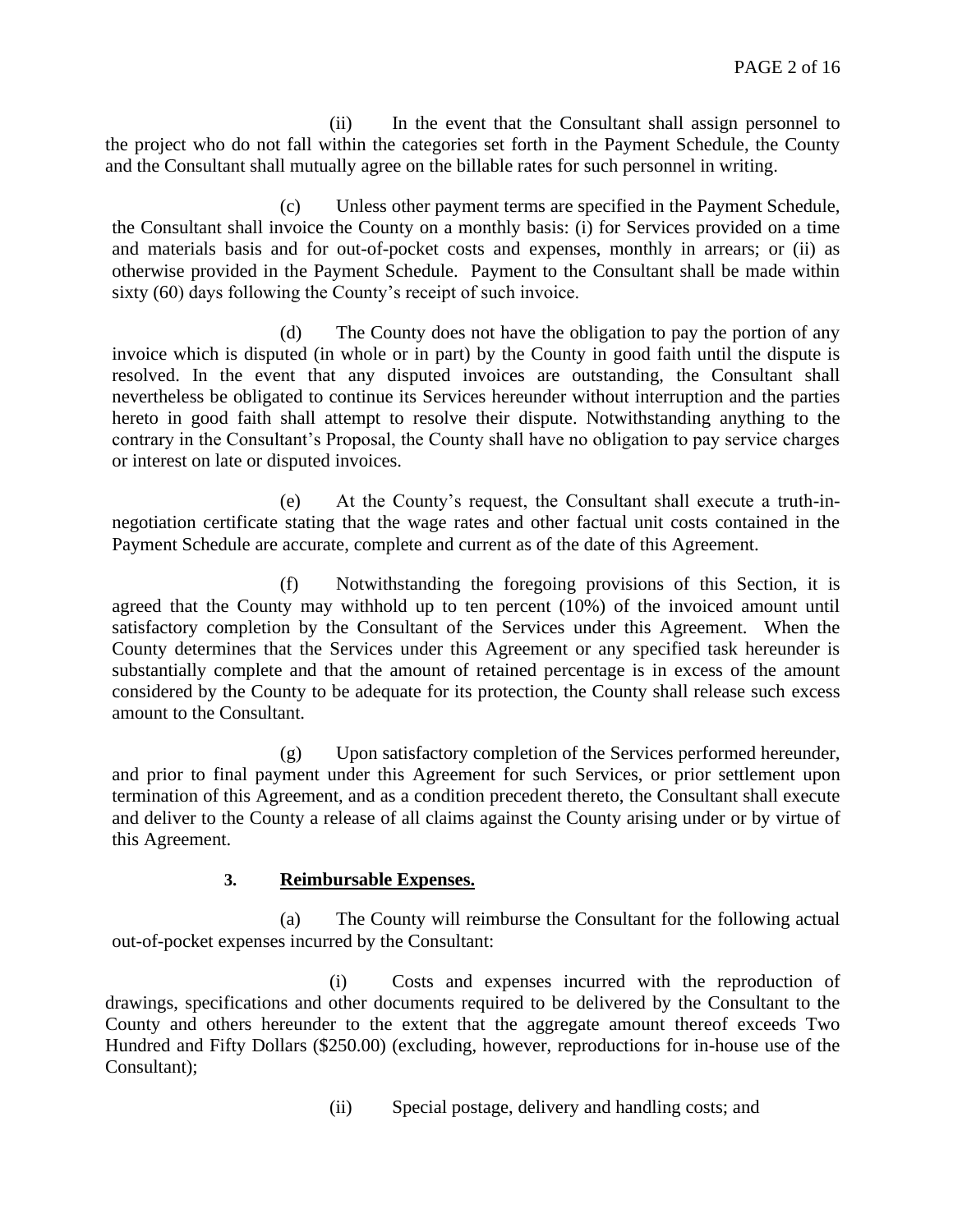(ii) In the event that the Consultant shall assign personnel to the project who do not fall within the categories set forth in the Payment Schedule, the County and the Consultant shall mutually agree on the billable rates for such personnel in writing.

(c) Unless other payment terms are specified in the Payment Schedule, the Consultant shall invoice the County on a monthly basis: (i) for Services provided on a time and materials basis and for out-of-pocket costs and expenses, monthly in arrears; or (ii) as otherwise provided in the Payment Schedule. Payment to the Consultant shall be made within sixty (60) days following the County's receipt of such invoice.

(d) The County does not have the obligation to pay the portion of any invoice which is disputed (in whole or in part) by the County in good faith until the dispute is resolved. In the event that any disputed invoices are outstanding, the Consultant shall nevertheless be obligated to continue its Services hereunder without interruption and the parties hereto in good faith shall attempt to resolve their dispute. Notwithstanding anything to the contrary in the Consultant's Proposal, the County shall have no obligation to pay service charges or interest on late or disputed invoices.

(e) At the County's request, the Consultant shall execute a truth-in-negotiation certificate stating that the wage rates and other factual unit costs contained in the Payment Schedule are accurate, complete and current as of the date of this Agreement.

(f) Notwithstanding the foregoing provisions of this Section, it is agreed that the County may withhold up to ten percent (10%) of the invoiced amount until satisfactory completion by the Consultant of the Services under this Agreement. When the County determines that the Services under this Agreement or any specified task hereunder is substantially complete and that the amount of retained percentage is in excess of the amount considered by the County to be adequate for its protection, the County shall release such excess amount to the Consultant.

(g) Upon satisfactory completion of the Services performed hereunder, and prior to final payment under this Agreement for such Services, or prior settlement upon termination of this Agreement, and as a condition precedent thereto, the Consultant shall execute and deliver to the County a release of all claims against the County arising under or by virtue of this Agreement.

**3. <u>Reimbursable Expenses.</u>**

(a) The County will reimburse the Consultant for the following actual out-of-pocket expenses incurred by the Consultant:

(i) Costs and expenses incurred with the reproduction of drawings, specifications and other documents required to be delivered by the Consultant to the County and others hereunder to the extent that the aggregate amount thereof exceeds Two Hundred and Fifty Dollars ($250.00) (excluding, however, reproductions for in-house use of the Consultant);

(ii) Special postage, delivery and handling costs; and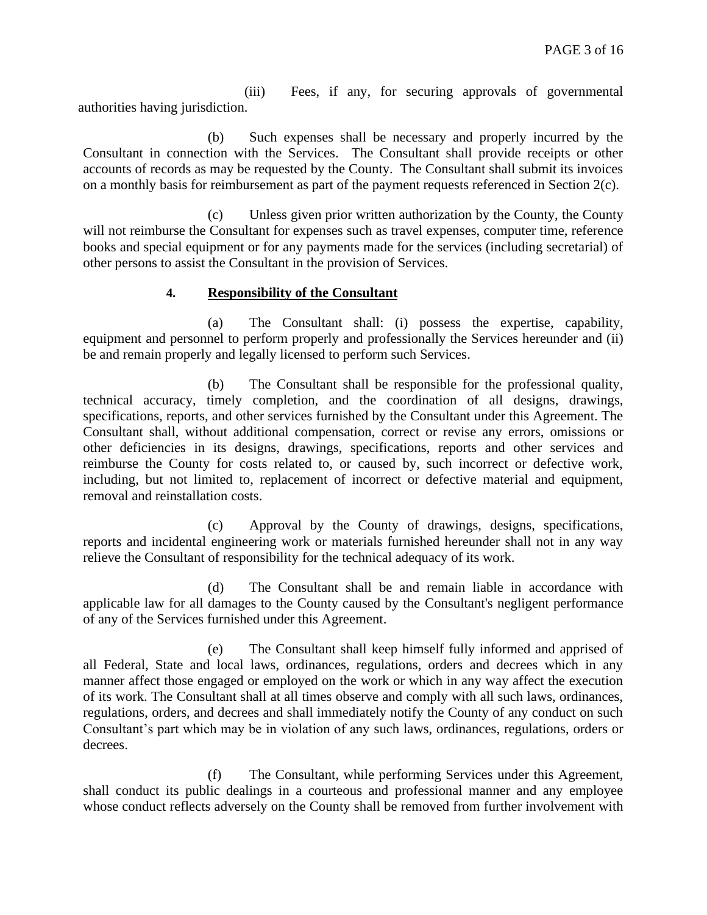(iii) Fees, if any, for securing approvals of governmental authorities having jurisdiction.

(b) Such expenses shall be necessary and properly incurred by the Consultant in connection with the Services. The Consultant shall provide receipts or other accounts of records as may be requested by the County. The Consultant shall submit its invoices on a monthly basis for reimbursement as part of the payment requests referenced in Section 2(c).

(c) Unless given prior written authorization by the County, the County will not reimburse the Consultant for expenses such as travel expenses, computer time, reference books and special equipment or for any payments made for the services (including secretarial) of other persons to assist the Consultant in the provision of Services.

**4. Responsibility of the Consultant**

(a) The Consultant shall: (i) possess the expertise, capability, equipment and personnel to perform properly and professionally the Services hereunder and (ii) be and remain properly and legally licensed to perform such Services.

(b) The Consultant shall be responsible for the professional quality, technical accuracy, timely completion, and the coordination of all designs, drawings, specifications, reports, and other services furnished by the Consultant under this Agreement. The Consultant shall, without additional compensation, correct or revise any errors, omissions or other deficiencies in its designs, drawings, specifications, reports and other services and reimburse the County for costs related to, or caused by, such incorrect or defective work, including, but not limited to, replacement of incorrect or defective material and equipment, removal and reinstallation costs.

(c) Approval by the County of drawings, designs, specifications, reports and incidental engineering work or materials furnished hereunder shall not in any way relieve the Consultant of responsibility for the technical adequacy of its work.

(d) The Consultant shall be and remain liable in accordance with applicable law for all damages to the County caused by the Consultant's negligent performance of any of the Services furnished under this Agreement.

(e) The Consultant shall keep himself fully informed and apprised of all Federal, State and local laws, ordinances, regulations, orders and decrees which in any manner affect those engaged or employed on the work or which in any way affect the execution of its work. The Consultant shall at all times observe and comply with all such laws, ordinances, regulations, orders, and decrees and shall immediately notify the County of any conduct on such Consultant's part which may be in violation of any such laws, ordinances, regulations, orders or decrees.

(f) The Consultant, while performing Services under this Agreement, shall conduct its public dealings in a courteous and professional manner and any employee whose conduct reflects adversely on the County shall be removed from further involvement with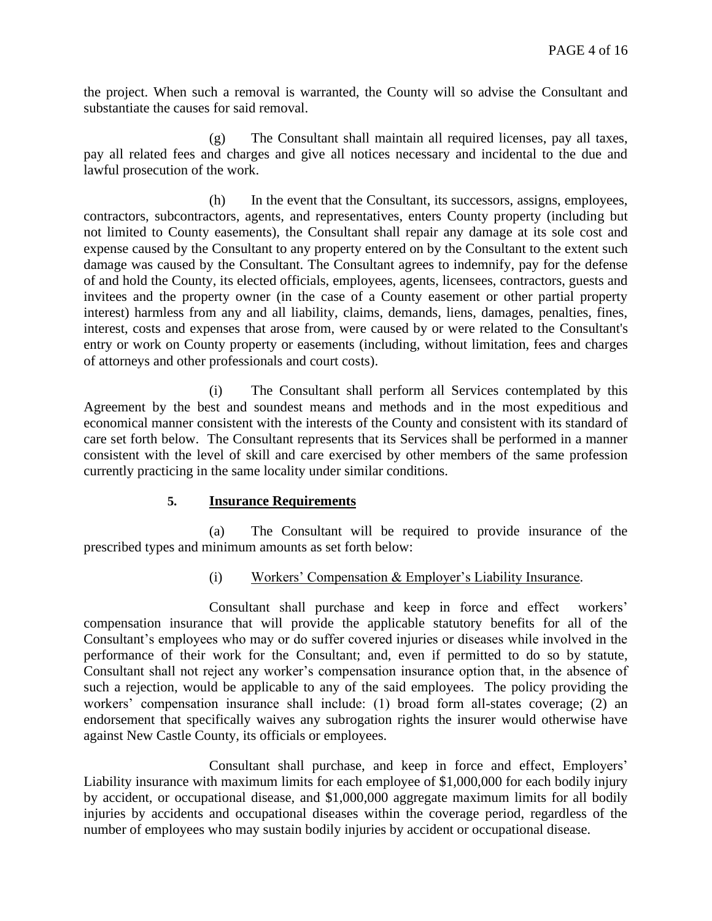the project. When such a removal is warranted, the County will so advise the Consultant and substantiate the causes for said removal.

(g) The Consultant shall maintain all required licenses, pay all taxes, pay all related fees and charges and give all notices necessary and incidental to the due and lawful prosecution of the work.

(h) In the event that the Consultant, its successors, assigns, employees, contractors, subcontractors, agents, and representatives, enters County property (including but not limited to County easements), the Consultant shall repair any damage at its sole cost and expense caused by the Consultant to any property entered on by the Consultant to the extent such damage was caused by the Consultant. The Consultant agrees to indemnify, pay for the defense of and hold the County, its elected officials, employees, agents, licensees, contractors, guests and invitees and the property owner (in the case of a County easement or other partial property interest) harmless from any and all liability, claims, demands, liens, damages, penalties, fines, interest, costs and expenses that arose from, were caused by or were related to the Consultant's entry or work on County property or easements (including, without limitation, fees and charges of attorneys and other professionals and court costs).

(i) The Consultant shall perform all Services contemplated by this Agreement by the best and soundest means and methods and in the most expeditious and economical manner consistent with the interests of the County and consistent with its standard of care set forth below. The Consultant represents that its Services shall be performed in a manner consistent with the level of skill and care exercised by other members of the same profession currently practicing in the same locality under similar conditions.

## 5. Insurance Requirements

(a) The Consultant will be required to provide insurance of the prescribed types and minimum amounts as set forth below:

(i) Workers' Compensation & Employer's Liability Insurance.

Consultant shall purchase and keep in force and effect workers' compensation insurance that will provide the applicable statutory benefits for all of the Consultant's employees who may or do suffer covered injuries or diseases while involved in the performance of their work for the Consultant; and, even if permitted to do so by statute, Consultant shall not reject any worker's compensation insurance option that, in the absence of such a rejection, would be applicable to any of the said employees. The policy providing the workers' compensation insurance shall include: (1) broad form all-states coverage; (2) an endorsement that specifically waives any subrogation rights the insurer would otherwise have against New Castle County, its officials or employees.

Consultant shall purchase, and keep in force and effect, Employers' Liability insurance with maximum limits for each employee of $1,000,000 for each bodily injury by accident, or occupational disease, and $1,000,000 aggregate maximum limits for all bodily injuries by accidents and occupational diseases within the coverage period, regardless of the number of employees who may sustain bodily injuries by accident or occupational disease.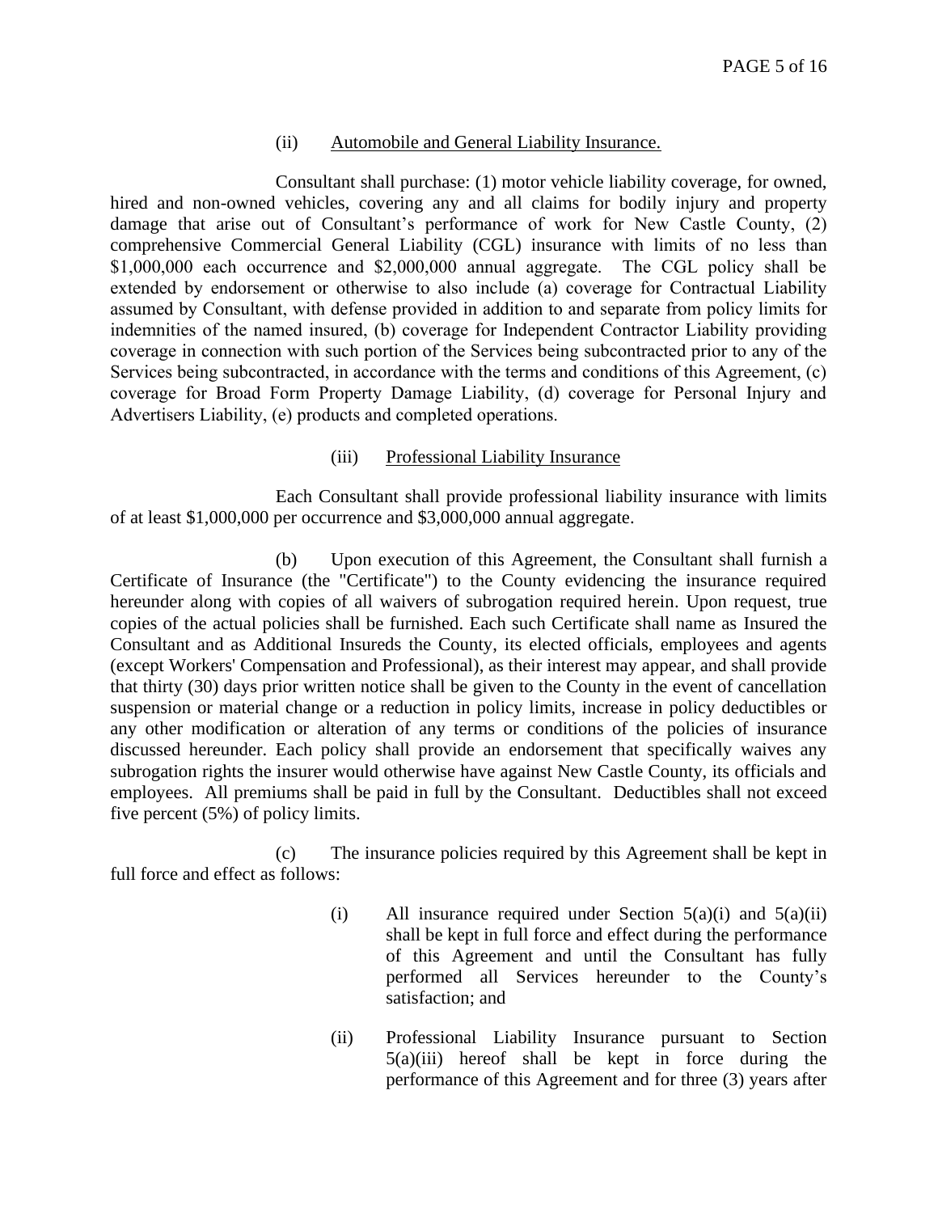(ii) Automobile and General Liability Insurance.

Consultant shall purchase: (1) motor vehicle liability coverage, for owned, hired and non-owned vehicles, covering any and all claims for bodily injury and property damage that arise out of Consultant's performance of work for New Castle County, (2) comprehensive Commercial General Liability (CGL) insurance with limits of no less than $1,000,000 each occurrence and $2,000,000 annual aggregate. The CGL policy shall be extended by endorsement or otherwise to also include (a) coverage for Contractual Liability assumed by Consultant, with defense provided in addition to and separate from policy limits for indemnities of the named insured, (b) coverage for Independent Contractor Liability providing coverage in connection with such portion of the Services being subcontracted prior to any of the Services being subcontracted, in accordance with the terms and conditions of this Agreement, (c) coverage for Broad Form Property Damage Liability, (d) coverage for Personal Injury and Advertisers Liability, (e) products and completed operations.

(iii) Professional Liability Insurance

Each Consultant shall provide professional liability insurance with limits of at least $1,000,000 per occurrence and $3,000,000 annual aggregate.

(b) Upon execution of this Agreement, the Consultant shall furnish a Certificate of Insurance (the "Certificate") to the County evidencing the insurance required hereunder along with copies of all waivers of subrogation required herein. Upon request, true copies of the actual policies shall be furnished. Each such Certificate shall name as Insured the Consultant and as Additional Insureds the County, its elected officials, employees and agents (except Workers' Compensation and Professional), as their interest may appear, and shall provide that thirty (30) days prior written notice shall be given to the County in the event of cancellation suspension or material change or a reduction in policy limits, increase in policy deductibles or any other modification or alteration of any terms or conditions of the policies of insurance discussed hereunder. Each policy shall provide an endorsement that specifically waives any subrogation rights the insurer would otherwise have against New Castle County, its officials and employees. All premiums shall be paid in full by the Consultant. Deductibles shall not exceed five percent (5%) of policy limits.

(c) The insurance policies required by this Agreement shall be kept in full force and effect as follows:

(i) All insurance required under Section 5(a)(i) and 5(a)(ii) shall be kept in full force and effect during the performance of this Agreement and until the Consultant has fully performed all Services hereunder to the County's satisfaction; and

(ii) Professional Liability Insurance pursuant to Section 5(a)(iii) hereof shall be kept in force during the performance of this Agreement and for three (3) years after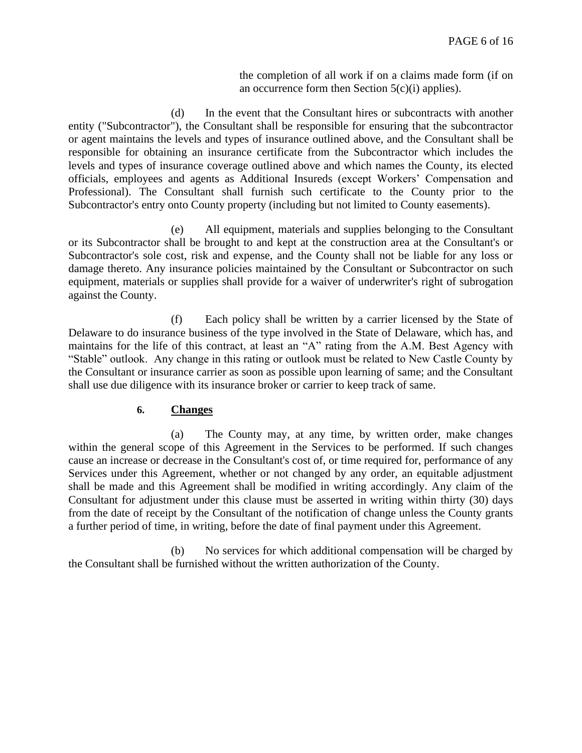the completion of all work if on a claims made form (if on an occurrence form then Section 5(c)(i) applies).

(d) In the event that the Consultant hires or subcontracts with another entity ("Subcontractor"), the Consultant shall be responsible for ensuring that the subcontractor or agent maintains the levels and types of insurance outlined above, and the Consultant shall be responsible for obtaining an insurance certificate from the Subcontractor which includes the levels and types of insurance coverage outlined above and which names the County, its elected officials, employees and agents as Additional Insureds (except Workers' Compensation and Professional). The Consultant shall furnish such certificate to the County prior to the Subcontractor's entry onto County property (including but not limited to County easements).

(e) All equipment, materials and supplies belonging to the Consultant or its Subcontractor shall be brought to and kept at the construction area at the Consultant's or Subcontractor's sole cost, risk and expense, and the County shall not be liable for any loss or damage thereto. Any insurance policies maintained by the Consultant or Subcontractor on such equipment, materials or supplies shall provide for a waiver of underwriter's right of subrogation against the County.

(f) Each policy shall be written by a carrier licensed by the State of Delaware to do insurance business of the type involved in the State of Delaware, which has, and maintains for the life of this contract, at least an "A" rating from the A.M. Best Agency with "Stable" outlook. Any change in this rating or outlook must be related to New Castle County by the Consultant or insurance carrier as soon as possible upon learning of same; and the Consultant shall use due diligence with its insurance broker or carrier to keep track of same.

**6. <u>Changes</u>**

(a) The County may, at any time, by written order, make changes within the general scope of this Agreement in the Services to be performed. If such changes cause an increase or decrease in the Consultant's cost of, or time required for, performance of any Services under this Agreement, whether or not changed by any order, an equitable adjustment shall be made and this Agreement shall be modified in writing accordingly. Any claim of the Consultant for adjustment under this clause must be asserted in writing within thirty (30) days from the date of receipt by the Consultant of the notification of change unless the County grants a further period of time, in writing, before the date of final payment under this Agreement.

(b) No services for which additional compensation will be charged by the Consultant shall be furnished without the written authorization of the County.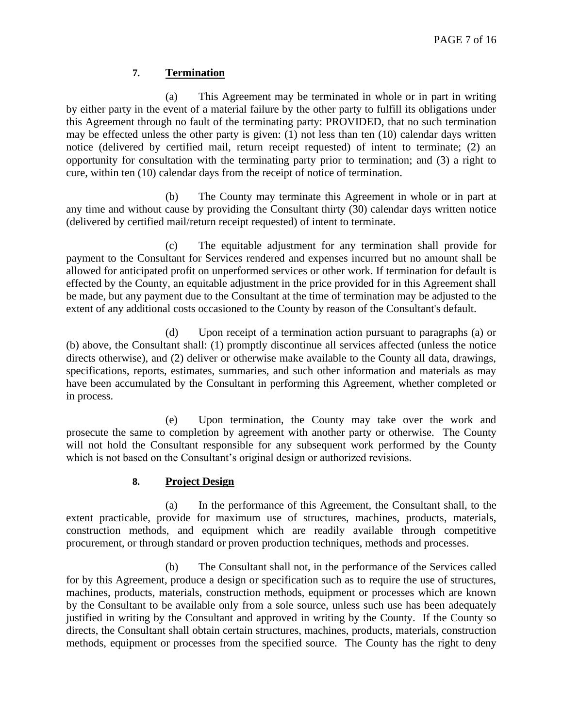### 7. Termination

(a) This Agreement may be terminated in whole or in part in writing by either party in the event of a material failure by the other party to fulfill its obligations under this Agreement through no fault of the terminating party: PROVIDED, that no such termination may be effected unless the other party is given: (1) not less than ten (10) calendar days written notice (delivered by certified mail, return receipt requested) of intent to terminate; (2) an opportunity for consultation with the terminating party prior to termination; and (3) a right to cure, within ten (10) calendar days from the receipt of notice of termination.

(b) The County may terminate this Agreement in whole or in part at any time and without cause by providing the Consultant thirty (30) calendar days written notice (delivered by certified mail/return receipt requested) of intent to terminate.

(c) The equitable adjustment for any termination shall provide for payment to the Consultant for Services rendered and expenses incurred but no amount shall be allowed for anticipated profit on unperformed services or other work. If termination for default is effected by the County, an equitable adjustment in the price provided for in this Agreement shall be made, but any payment due to the Consultant at the time of termination may be adjusted to the extent of any additional costs occasioned to the County by reason of the Consultant's default.

(d) Upon receipt of a termination action pursuant to paragraphs (a) or (b) above, the Consultant shall: (1) promptly discontinue all services affected (unless the notice directs otherwise), and (2) deliver or otherwise make available to the County all data, drawings, specifications, reports, estimates, summaries, and such other information and materials as may have been accumulated by the Consultant in performing this Agreement, whether completed or in process.

(e) Upon termination, the County may take over the work and prosecute the same to completion by agreement with another party or otherwise. The County will not hold the Consultant responsible for any subsequent work performed by the County which is not based on the Consultant's original design or authorized revisions.

### 8. Project Design

(a) In the performance of this Agreement, the Consultant shall, to the extent practicable, provide for maximum use of structures, machines, products, materials, construction methods, and equipment which are readily available through competitive procurement, or through standard or proven production techniques, methods and processes.

(b) The Consultant shall not, in the performance of the Services called for by this Agreement, produce a design or specification such as to require the use of structures, machines, products, materials, construction methods, equipment or processes which are known by the Consultant to be available only from a sole source, unless such use has been adequately justified in writing by the Consultant and approved in writing by the County. If the County so directs, the Consultant shall obtain certain structures, machines, products, materials, construction methods, equipment or processes from the specified source. The County has the right to deny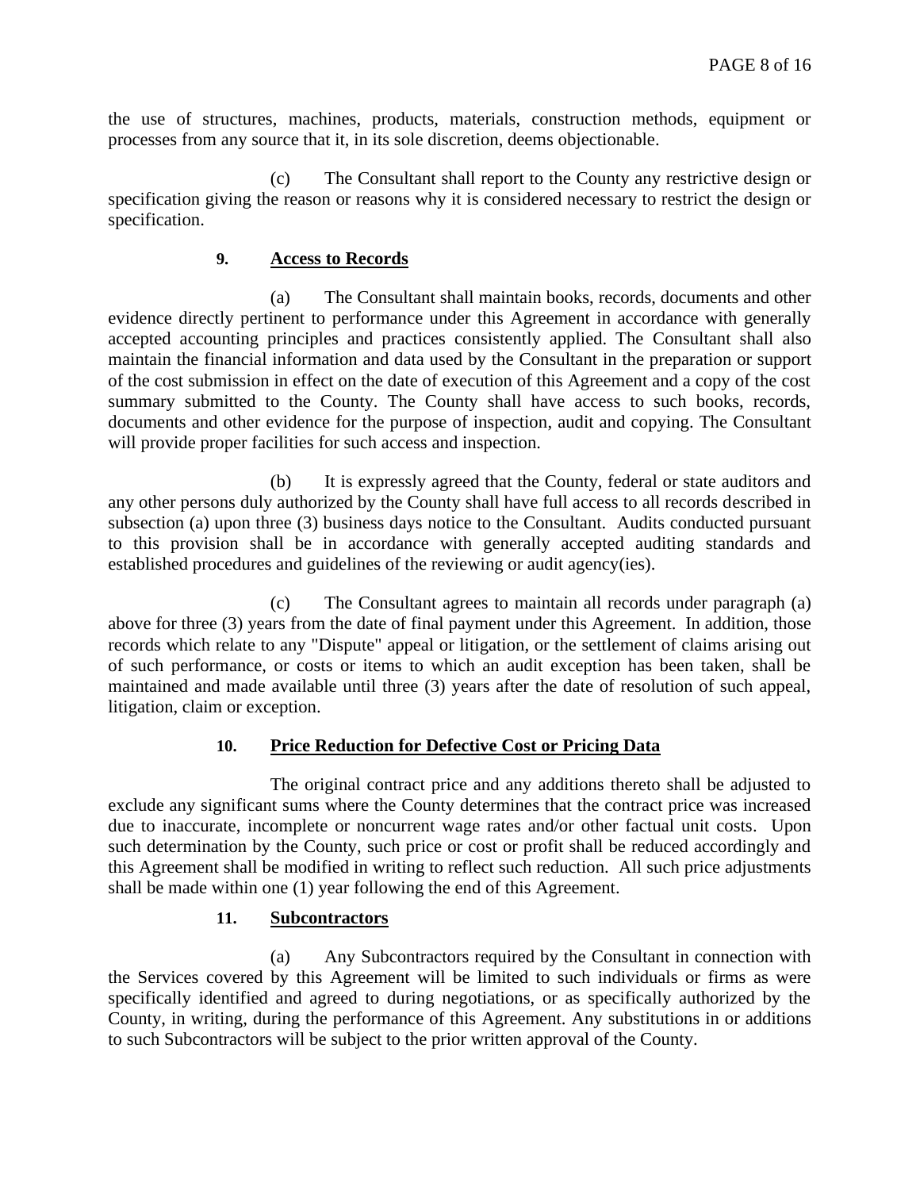the use of structures, machines, products, materials, construction methods, equipment or processes from any source that it, in its sole discretion, deems objectionable.

(c) The Consultant shall report to the County any restrictive design or specification giving the reason or reasons why it is considered necessary to restrict the design or specification.

**9. <u>Access to Records</u>**

(a) The Consultant shall maintain books, records, documents and other evidence directly pertinent to performance under this Agreement in accordance with generally accepted accounting principles and practices consistently applied. The Consultant shall also maintain the financial information and data used by the Consultant in the preparation or support of the cost submission in effect on the date of execution of this Agreement and a copy of the cost summary submitted to the County. The County shall have access to such books, records, documents and other evidence for the purpose of inspection, audit and copying. The Consultant will provide proper facilities for such access and inspection.

(b) It is expressly agreed that the County, federal or state auditors and any other persons duly authorized by the County shall have full access to all records described in subsection (a) upon three (3) business days notice to the Consultant. Audits conducted pursuant to this provision shall be in accordance with generally accepted auditing standards and established procedures and guidelines of the reviewing or audit agency(ies).

(c) The Consultant agrees to maintain all records under paragraph (a) above for three (3) years from the date of final payment under this Agreement. In addition, those records which relate to any "Dispute" appeal or litigation, or the settlement of claims arising out of such performance, or costs or items to which an audit exception has been taken, shall be maintained and made available until three (3) years after the date of resolution of such appeal, litigation, claim or exception.

**10. <u>Price Reduction for Defective Cost or Pricing Data</u>**

The original contract price and any additions thereto shall be adjusted to exclude any significant sums where the County determines that the contract price was increased due to inaccurate, incomplete or noncurrent wage rates and/or other factual unit costs. Upon such determination by the County, such price or cost or profit shall be reduced accordingly and this Agreement shall be modified in writing to reflect such reduction. All such price adjustments shall be made within one (1) year following the end of this Agreement.

**11. <u>Subcontractors</u>**

(a) Any Subcontractors required by the Consultant in connection with the Services covered by this Agreement will be limited to such individuals or firms as were specifically identified and agreed to during negotiations, or as specifically authorized by the County, in writing, during the performance of this Agreement. Any substitutions in or additions to such Subcontractors will be subject to the prior written approval of the County.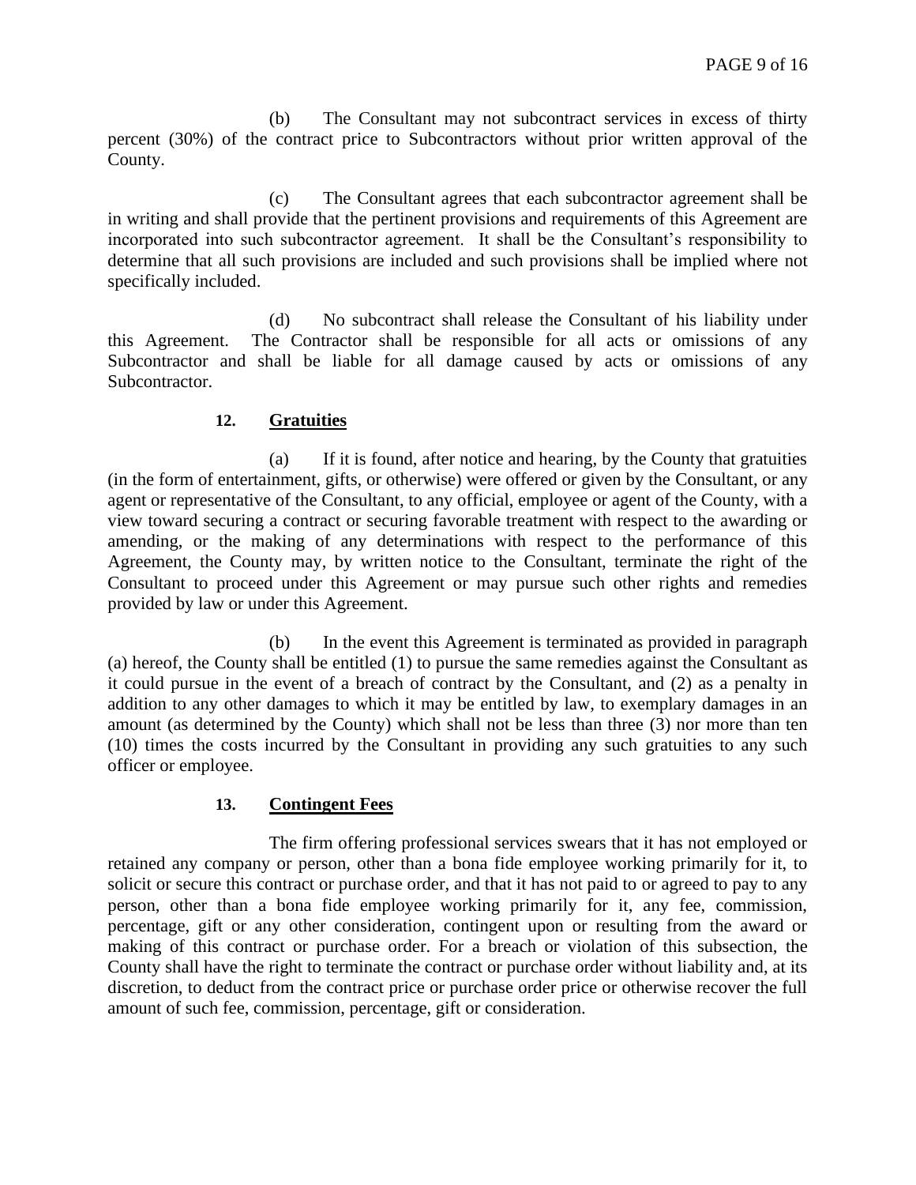(b) The Consultant may not subcontract services in excess of thirty percent (30%) of the contract price to Subcontractors without prior written approval of the County.

(c) The Consultant agrees that each subcontractor agreement shall be in writing and shall provide that the pertinent provisions and requirements of this Agreement are incorporated into such subcontractor agreement. It shall be the Consultant's responsibility to determine that all such provisions are included and such provisions shall be implied where not specifically included.

(d) No subcontract shall release the Consultant of his liability under this Agreement. The Contractor shall be responsible for all acts or omissions of any Subcontractor and shall be liable for all damage caused by acts or omissions of any Subcontractor.

## 12. Gratuities

(a) If it is found, after notice and hearing, by the County that gratuities (in the form of entertainment, gifts, or otherwise) were offered or given by the Consultant, or any agent or representative of the Consultant, to any official, employee or agent of the County, with a view toward securing a contract or securing favorable treatment with respect to the awarding or amending, or the making of any determinations with respect to the performance of this Agreement, the County may, by written notice to the Consultant, terminate the right of the Consultant to proceed under this Agreement or may pursue such other rights and remedies provided by law or under this Agreement.

(b) In the event this Agreement is terminated as provided in paragraph (a) hereof, the County shall be entitled (1) to pursue the same remedies against the Consultant as it could pursue in the event of a breach of contract by the Consultant, and (2) as a penalty in addition to any other damages to which it may be entitled by law, to exemplary damages in an amount (as determined by the County) which shall not be less than three (3) nor more than ten (10) times the costs incurred by the Consultant in providing any such gratuities to any such officer or employee.

## 13. Contingent Fees

The firm offering professional services swears that it has not employed or retained any company or person, other than a bona fide employee working primarily for it, to solicit or secure this contract or purchase order, and that it has not paid to or agreed to pay to any person, other than a bona fide employee working primarily for it, any fee, commission, percentage, gift or any other consideration, contingent upon or resulting from the award or making of this contract or purchase order. For a breach or violation of this subsection, the County shall have the right to terminate the contract or purchase order without liability and, at its discretion, to deduct from the contract price or purchase order price or otherwise recover the full amount of such fee, commission, percentage, gift or consideration.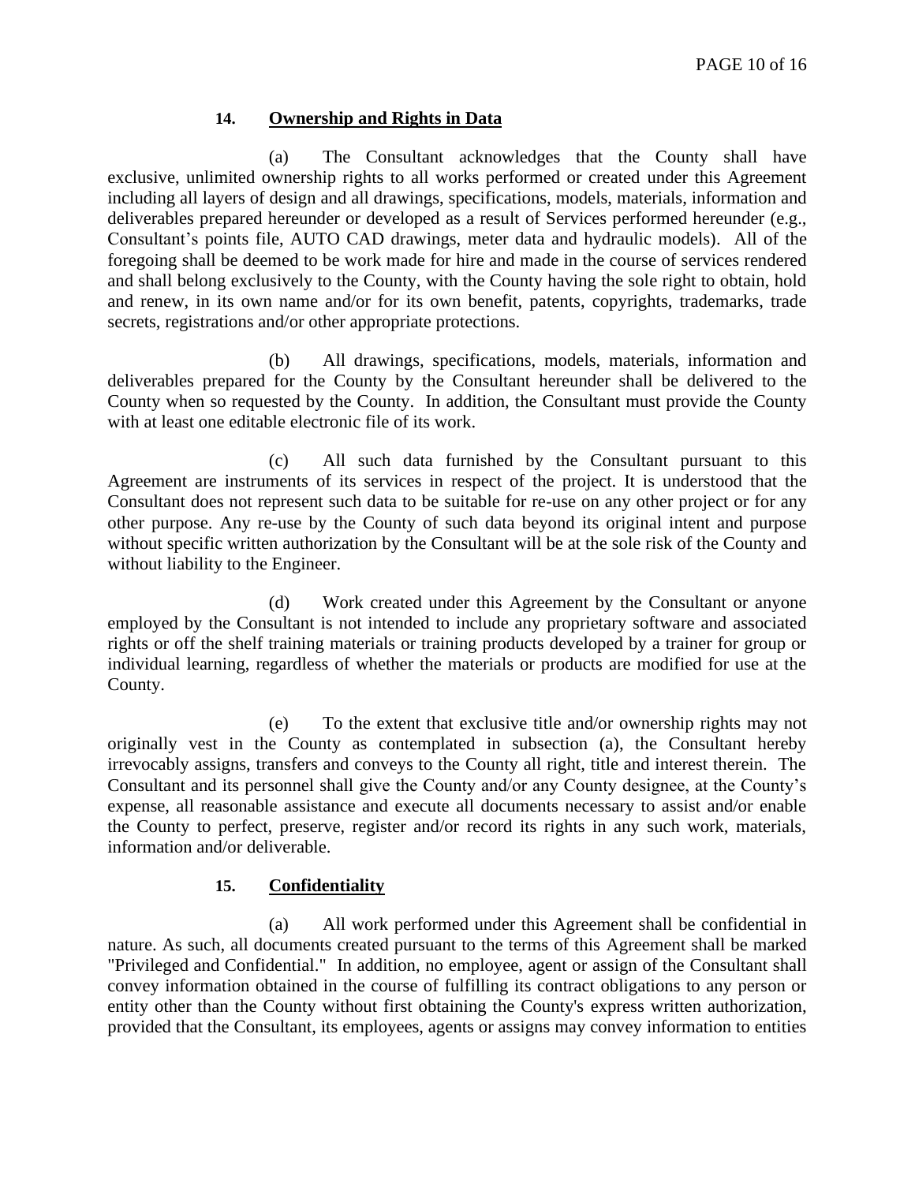### 14. **Ownership and Rights in Data**

(a) The Consultant acknowledges that the County shall have exclusive, unlimited ownership rights to all works performed or created under this Agreement including all layers of design and all drawings, specifications, models, materials, information and deliverables prepared hereunder or developed as a result of Services performed hereunder (e.g., Consultant's points file, AUTO CAD drawings, meter data and hydraulic models). All of the foregoing shall be deemed to be work made for hire and made in the course of services rendered and shall belong exclusively to the County, with the County having the sole right to obtain, hold and renew, in its own name and/or for its own benefit, patents, copyrights, trademarks, trade secrets, registrations and/or other appropriate protections.

(b) All drawings, specifications, models, materials, information and deliverables prepared for the County by the Consultant hereunder shall be delivered to the County when so requested by the County. In addition, the Consultant must provide the County with at least one editable electronic file of its work.

(c) All such data furnished by the Consultant pursuant to this Agreement are instruments of its services in respect of the project. It is understood that the Consultant does not represent such data to be suitable for re-use on any other project or for any other purpose. Any re-use by the County of such data beyond its original intent and purpose without specific written authorization by the Consultant will be at the sole risk of the County and without liability to the Engineer.

(d) Work created under this Agreement by the Consultant or anyone employed by the Consultant is not intended to include any proprietary software and associated rights or off the shelf training materials or training products developed by a trainer for group or individual learning, regardless of whether the materials or products are modified for use at the County.

(e) To the extent that exclusive title and/or ownership rights may not originally vest in the County as contemplated in subsection (a), the Consultant hereby irrevocably assigns, transfers and conveys to the County all right, title and interest therein. The Consultant and its personnel shall give the County and/or any County designee, at the County's expense, all reasonable assistance and execute all documents necessary to assist and/or enable the County to perfect, preserve, register and/or record its rights in any such work, materials, information and/or deliverable.

### 15. **Confidentiality**

(a) All work performed under this Agreement shall be confidential in nature. As such, all documents created pursuant to the terms of this Agreement shall be marked "Privileged and Confidential." In addition, no employee, agent or assign of the Consultant shall convey information obtained in the course of fulfilling its contract obligations to any person or entity other than the County without first obtaining the County's express written authorization, provided that the Consultant, its employees, agents or assigns may convey information to entities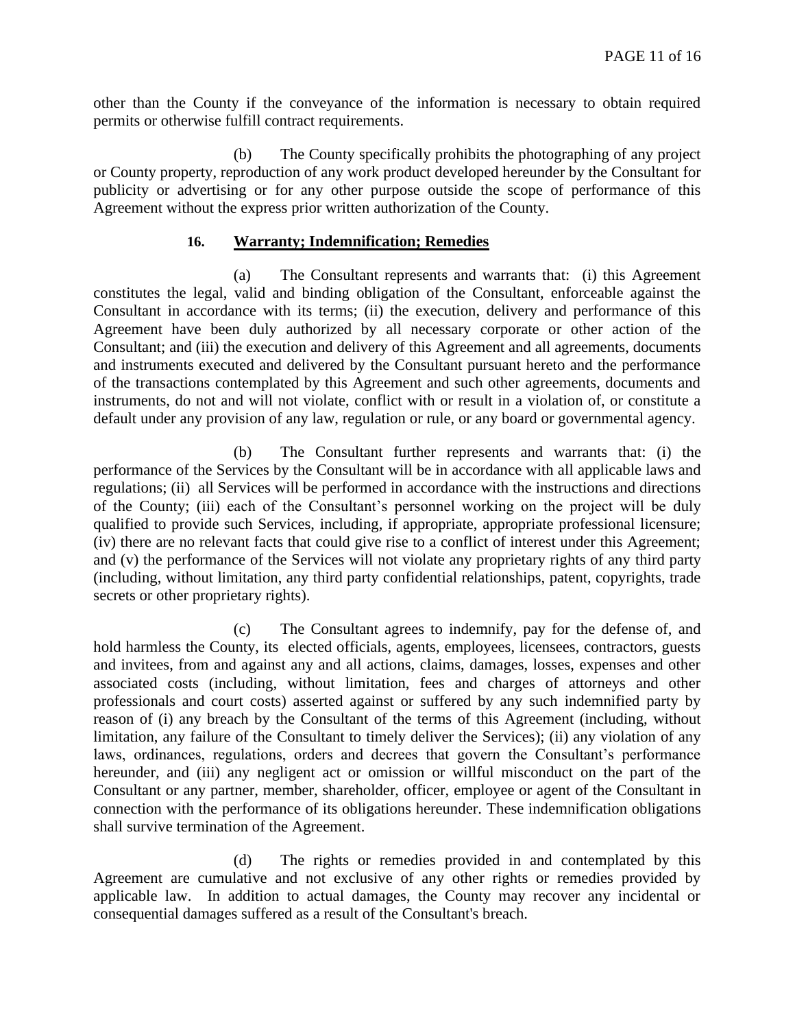other than the County if the conveyance of the information is necessary to obtain required permits or otherwise fulfill contract requirements.

(b) The County specifically prohibits the photographing of any project or County property, reproduction of any work product developed hereunder by the Consultant for publicity or advertising or for any other purpose outside the scope of performance of this Agreement without the express prior written authorization of the County.

## 16. **Warranty; Indemnification; Remedies**

(a) The Consultant represents and warrants that: (i) this Agreement constitutes the legal, valid and binding obligation of the Consultant, enforceable against the Consultant in accordance with its terms; (ii) the execution, delivery and performance of this Agreement have been duly authorized by all necessary corporate or other action of the Consultant; and (iii) the execution and delivery of this Agreement and all agreements, documents and instruments executed and delivered by the Consultant pursuant hereto and the performance of the transactions contemplated by this Agreement and such other agreements, documents and instruments, do not and will not violate, conflict with or result in a violation of, or constitute a default under any provision of any law, regulation or rule, or any board or governmental agency.

(b) The Consultant further represents and warrants that: (i) the performance of the Services by the Consultant will be in accordance with all applicable laws and regulations; (ii) all Services will be performed in accordance with the instructions and directions of the County; (iii) each of the Consultant's personnel working on the project will be duly qualified to provide such Services, including, if appropriate, appropriate professional licensure; (iv) there are no relevant facts that could give rise to a conflict of interest under this Agreement; and (v) the performance of the Services will not violate any proprietary rights of any third party (including, without limitation, any third party confidential relationships, patent, copyrights, trade secrets or other proprietary rights).

(c) The Consultant agrees to indemnify, pay for the defense of, and hold harmless the County, its elected officials, agents, employees, licensees, contractors, guests and invitees, from and against any and all actions, claims, damages, losses, expenses and other associated costs (including, without limitation, fees and charges of attorneys and other professionals and court costs) asserted against or suffered by any such indemnified party by reason of (i) any breach by the Consultant of the terms of this Agreement (including, without limitation, any failure of the Consultant to timely deliver the Services); (ii) any violation of any laws, ordinances, regulations, orders and decrees that govern the Consultant's performance hereunder, and (iii) any negligent act or omission or willful misconduct on the part of the Consultant or any partner, member, shareholder, officer, employee or agent of the Consultant in connection with the performance of its obligations hereunder. These indemnification obligations shall survive termination of the Agreement.

(d) The rights or remedies provided in and contemplated by this Agreement are cumulative and not exclusive of any other rights or remedies provided by applicable law. In addition to actual damages, the County may recover any incidental or consequential damages suffered as a result of the Consultant's breach.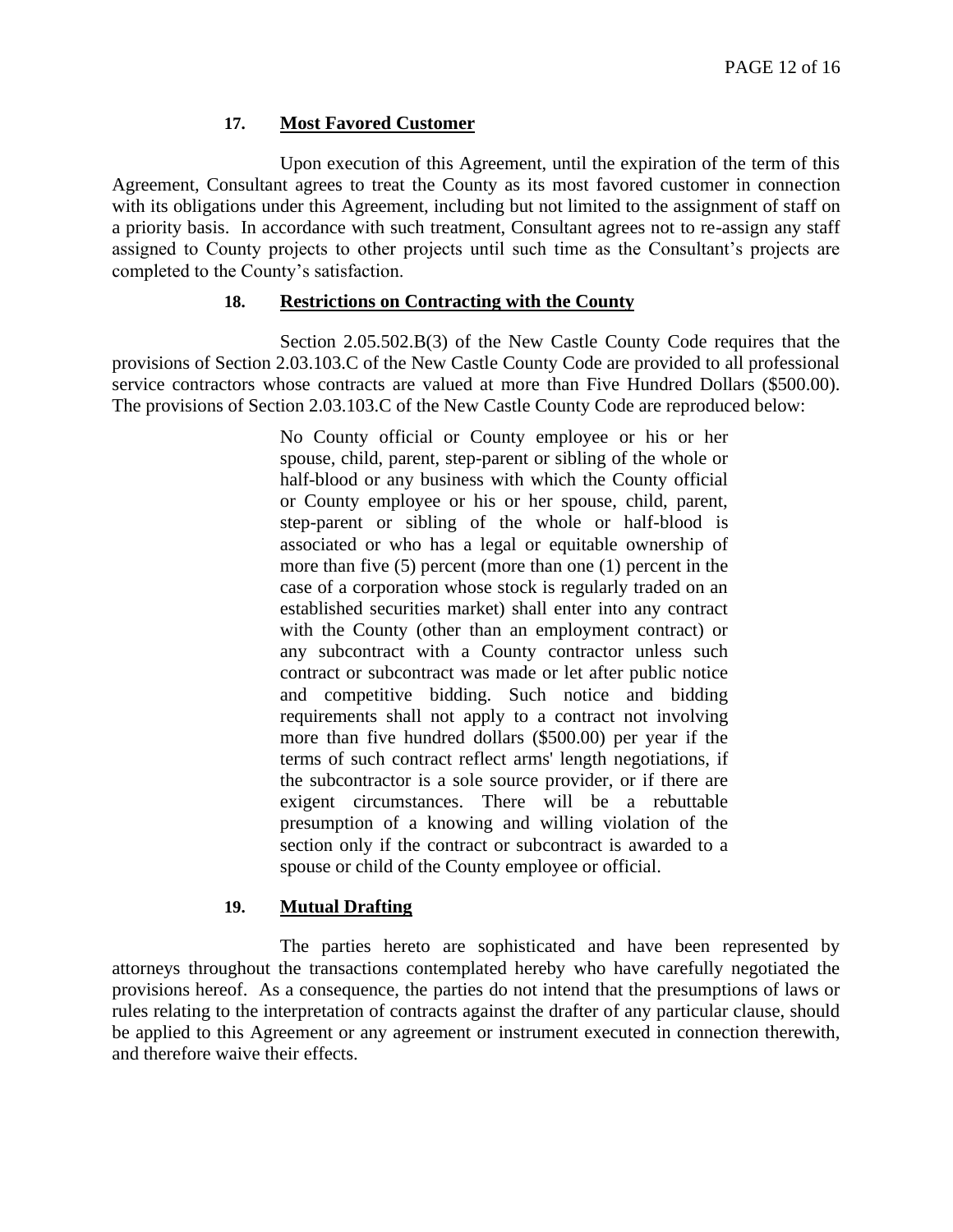**17. Most Favored Customer**

Upon execution of this Agreement, until the expiration of the term of this Agreement, Consultant agrees to treat the County as its most favored customer in connection with its obligations under this Agreement, including but not limited to the assignment of staff on a priority basis. In accordance with such treatment, Consultant agrees not to re-assign any staff assigned to County projects to other projects until such time as the Consultant's projects are completed to the County's satisfaction.

**18. Restrictions on Contracting with the County**

Section 2.05.502.B(3) of the New Castle County Code requires that the provisions of Section 2.03.103.C of the New Castle County Code are provided to all professional service contractors whose contracts are valued at more than Five Hundred Dollars ($500.00). The provisions of Section 2.03.103.C of the New Castle County Code are reproduced below:

> No County official or County employee or his or her spouse, child, parent, step-parent or sibling of the whole or half-blood or any business with which the County official or County employee or his or her spouse, child, parent, step-parent or sibling of the whole or half-blood is associated or who has a legal or equitable ownership of more than five (5) percent (more than one (1) percent in the case of a corporation whose stock is regularly traded on an established securities market) shall enter into any contract with the County (other than an employment contract) or any subcontract with a County contractor unless such contract or subcontract was made or let after public notice and competitive bidding. Such notice and bidding requirements shall not apply to a contract not involving more than five hundred dollars ($500.00) per year if the terms of such contract reflect arms' length negotiations, if the subcontractor is a sole source provider, or if there are exigent circumstances. There will be a rebuttable presumption of a knowing and willing violation of the section only if the contract or subcontract is awarded to a spouse or child of the County employee or official.

**19. Mutual Drafting**

The parties hereto are sophisticated and have been represented by attorneys throughout the transactions contemplated hereby who have carefully negotiated the provisions hereof. As a consequence, the parties do not intend that the presumptions of laws or rules relating to the interpretation of contracts against the drafter of any particular clause, should be applied to this Agreement or any agreement or instrument executed in connection therewith, and therefore waive their effects.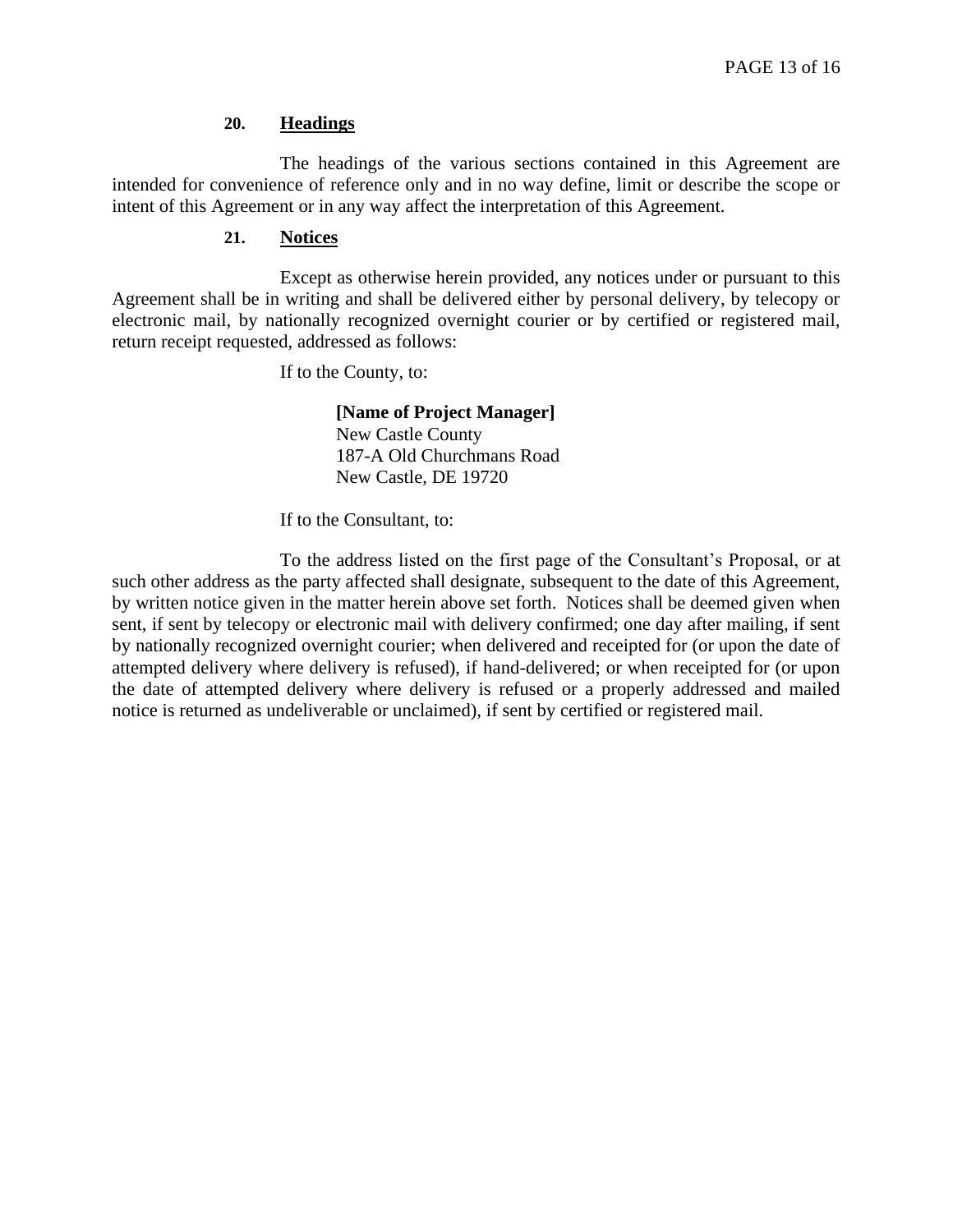**20. Headings**

The headings of the various sections contained in this Agreement are intended for convenience of reference only and in no way define, limit or describe the scope or intent of this Agreement or in any way affect the interpretation of this Agreement.

**21. Notices**

Except as otherwise herein provided, any notices under or pursuant to this Agreement shall be in writing and shall be delivered either by personal delivery, by telecopy or electronic mail, by nationally recognized overnight courier or by certified or registered mail, return receipt requested, addressed as follows:

If to the County, to:

> **[Name of Project Manager]**
> New Castle County
> 187-A Old Churchmans Road
> New Castle, DE 19720

If to the Consultant, to:

To the address listed on the first page of the Consultant's Proposal, or at such other address as the party affected shall designate, subsequent to the date of this Agreement, by written notice given in the matter herein above set forth. Notices shall be deemed given when sent, if sent by telecopy or electronic mail with delivery confirmed; one day after mailing, if sent by nationally recognized overnight courier; when delivered and receipted for (or upon the date of attempted delivery where delivery is refused), if hand-delivered; or when receipted for (or upon the date of attempted delivery where delivery is refused or a properly addressed and mailed notice is returned as undeliverable or unclaimed), if sent by certified or registered mail.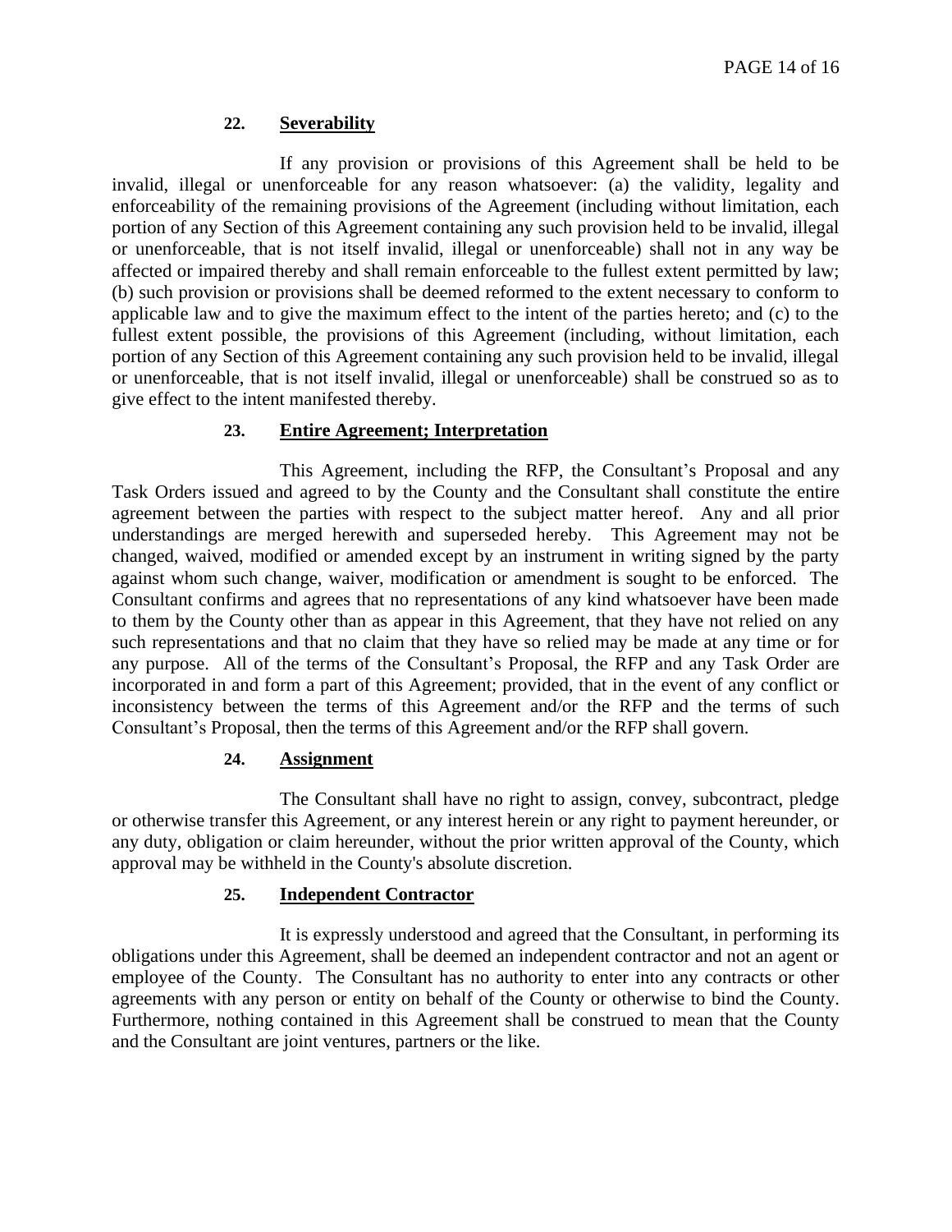## 22. Severability

If any provision or provisions of this Agreement shall be held to be invalid, illegal or unenforceable for any reason whatsoever: (a) the validity, legality and enforceability of the remaining provisions of the Agreement (including without limitation, each portion of any Section of this Agreement containing any such provision held to be invalid, illegal or unenforceable, that is not itself invalid, illegal or unenforceable) shall not in any way be affected or impaired thereby and shall remain enforceable to the fullest extent permitted by law; (b) such provision or provisions shall be deemed reformed to the extent necessary to conform to applicable law and to give the maximum effect to the intent of the parties hereto; and (c) to the fullest extent possible, the provisions of this Agreement (including, without limitation, each portion of any Section of this Agreement containing any such provision held to be invalid, illegal or unenforceable, that is not itself invalid, illegal or unenforceable) shall be construed so as to give effect to the intent manifested thereby.

## 23. Entire Agreement; Interpretation

This Agreement, including the RFP, the Consultant's Proposal and any Task Orders issued and agreed to by the County and the Consultant shall constitute the entire agreement between the parties with respect to the subject matter hereof. Any and all prior understandings are merged herewith and superseded hereby. This Agreement may not be changed, waived, modified or amended except by an instrument in writing signed by the party against whom such change, waiver, modification or amendment is sought to be enforced. The Consultant confirms and agrees that no representations of any kind whatsoever have been made to them by the County other than as appear in this Agreement, that they have not relied on any such representations and that no claim that they have so relied may be made at any time or for any purpose. All of the terms of the Consultant's Proposal, the RFP and any Task Order are incorporated in and form a part of this Agreement; provided, that in the event of any conflict or inconsistency between the terms of this Agreement and/or the RFP and the terms of such Consultant's Proposal, then the terms of this Agreement and/or the RFP shall govern.

## 24. Assignment

The Consultant shall have no right to assign, convey, subcontract, pledge or otherwise transfer this Agreement, or any interest herein or any right to payment hereunder, or any duty, obligation or claim hereunder, without the prior written approval of the County, which approval may be withheld in the County's absolute discretion.

## 25. Independent Contractor

It is expressly understood and agreed that the Consultant, in performing its obligations under this Agreement, shall be deemed an independent contractor and not an agent or employee of the County. The Consultant has no authority to enter into any contracts or other agreements with any person or entity on behalf of the County or otherwise to bind the County. Furthermore, nothing contained in this Agreement shall be construed to mean that the County and the Consultant are joint ventures, partners or the like.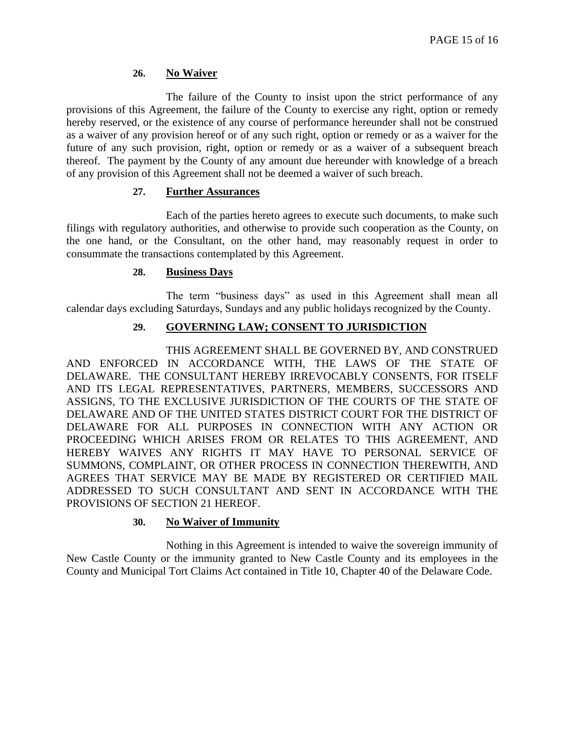### 26. **No Waiver**

The failure of the County to insist upon the strict performance of any provisions of this Agreement, the failure of the County to exercise any right, option or remedy hereby reserved, or the existence of any course of performance hereunder shall not be construed as a waiver of any provision hereof or of any such right, option or remedy or as a waiver for the future of any such provision, right, option or remedy or as a waiver of a subsequent breach thereof. The payment by the County of any amount due hereunder with knowledge of a breach of any provision of this Agreement shall not be deemed a waiver of such breach.

### 27. **Further Assurances**

Each of the parties hereto agrees to execute such documents, to make such filings with regulatory authorities, and otherwise to provide such cooperation as the County, on the one hand, or the Consultant, on the other hand, may reasonably request in order to consummate the transactions contemplated by this Agreement.

### 28. **Business Days**

The term "business days" as used in this Agreement shall mean all calendar days excluding Saturdays, Sundays and any public holidays recognized by the County.

### 29. **GOVERNING LAW; CONSENT TO JURISDICTION**

THIS AGREEMENT SHALL BE GOVERNED BY, AND CONSTRUED AND ENFORCED IN ACCORDANCE WITH, THE LAWS OF THE STATE OF DELAWARE. THE CONSULTANT HEREBY IRREVOCABLY CONSENTS, FOR ITSELF AND ITS LEGAL REPRESENTATIVES, PARTNERS, MEMBERS, SUCCESSORS AND ASSIGNS, TO THE EXCLUSIVE JURISDICTION OF THE COURTS OF THE STATE OF DELAWARE AND OF THE UNITED STATES DISTRICT COURT FOR THE DISTRICT OF DELAWARE FOR ALL PURPOSES IN CONNECTION WITH ANY ACTION OR PROCEEDING WHICH ARISES FROM OR RELATES TO THIS AGREEMENT, AND HEREBY WAIVES ANY RIGHTS IT MAY HAVE TO PERSONAL SERVICE OF SUMMONS, COMPLAINT, OR OTHER PROCESS IN CONNECTION THEREWITH, AND AGREES THAT SERVICE MAY BE MADE BY REGISTERED OR CERTIFIED MAIL ADDRESSED TO SUCH CONSULTANT AND SENT IN ACCORDANCE WITH THE PROVISIONS OF SECTION 21 HEREOF.

### 30. **No Waiver of Immunity**

Nothing in this Agreement is intended to waive the sovereign immunity of New Castle County or the immunity granted to New Castle County and its employees in the County and Municipal Tort Claims Act contained in Title 10, Chapter 40 of the Delaware Code.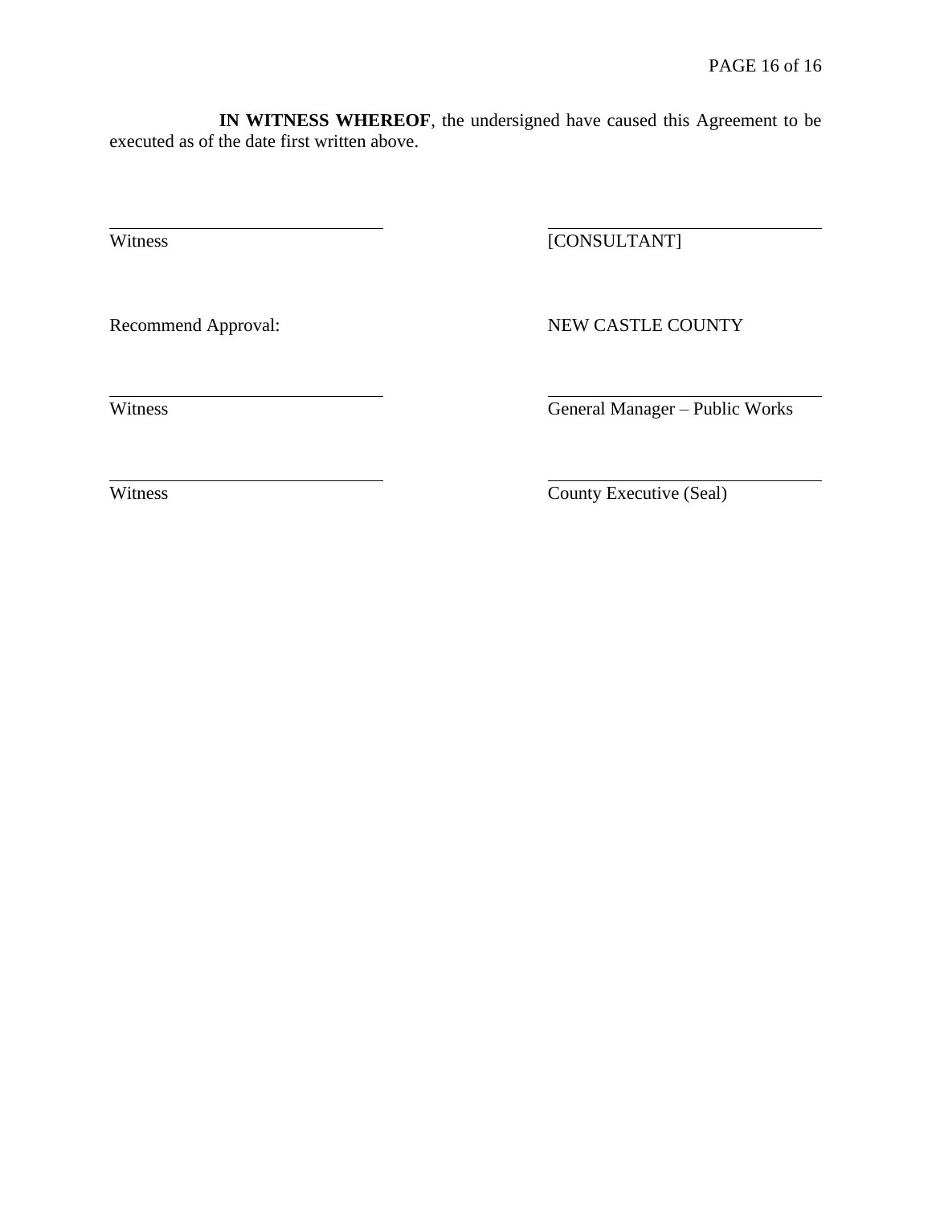**IN WITNESS WHEREOF**, the undersigned have caused this Agreement to be executed as of the date first written above.

| | |
|---|---|
| ______________________________ | ______________________________ |
| Witness | [CONSULTANT] |
| | |
| Recommend Approval: | NEW CASTLE COUNTY |
| | |
| ______________________________ | ______________________________ |
| Witness | General Manager – Public Works |
| | |
| ______________________________ | ______________________________ |
| Witness | County Executive (Seal) |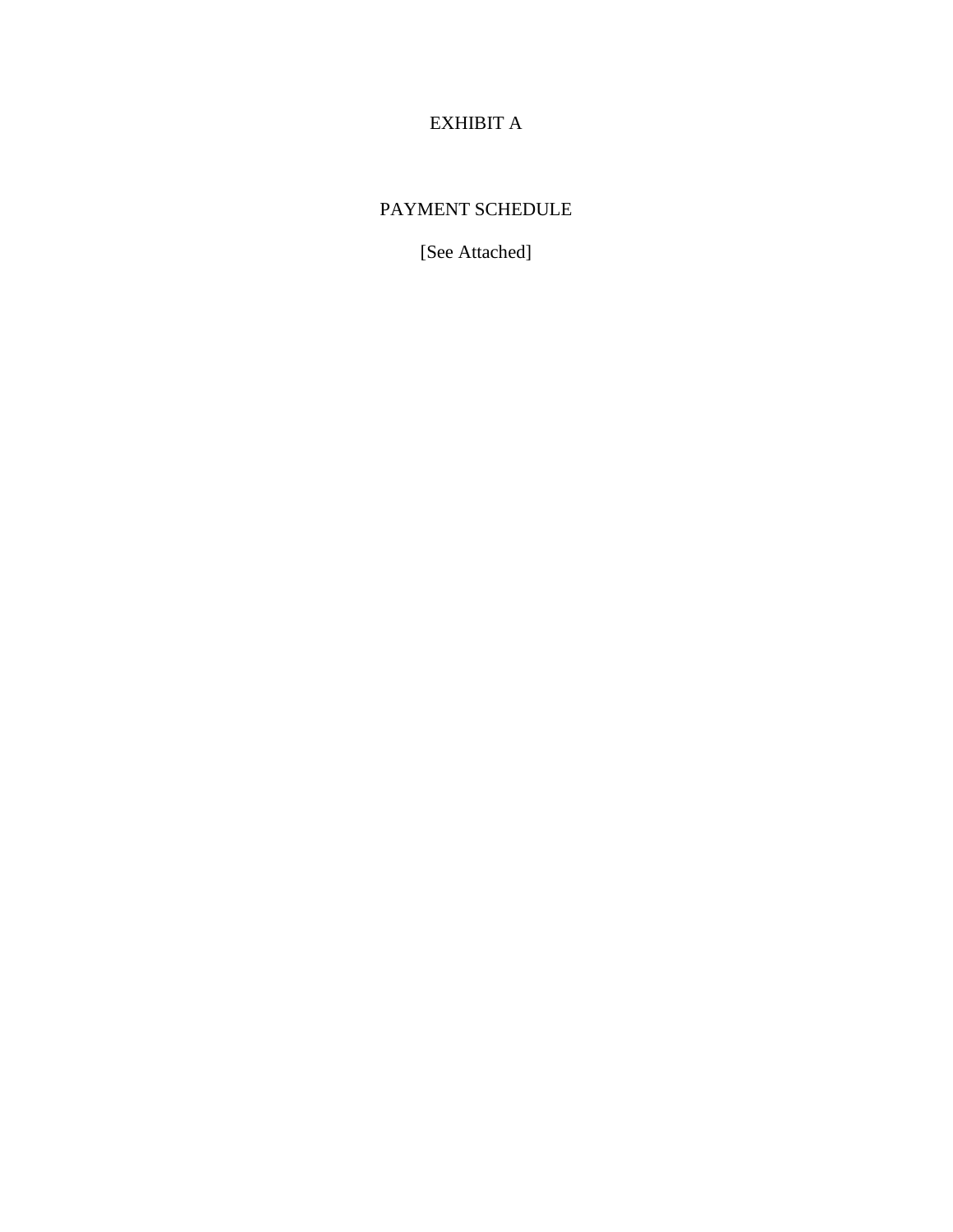# EXHIBIT A

## PAYMENT SCHEDULE

[See Attached]